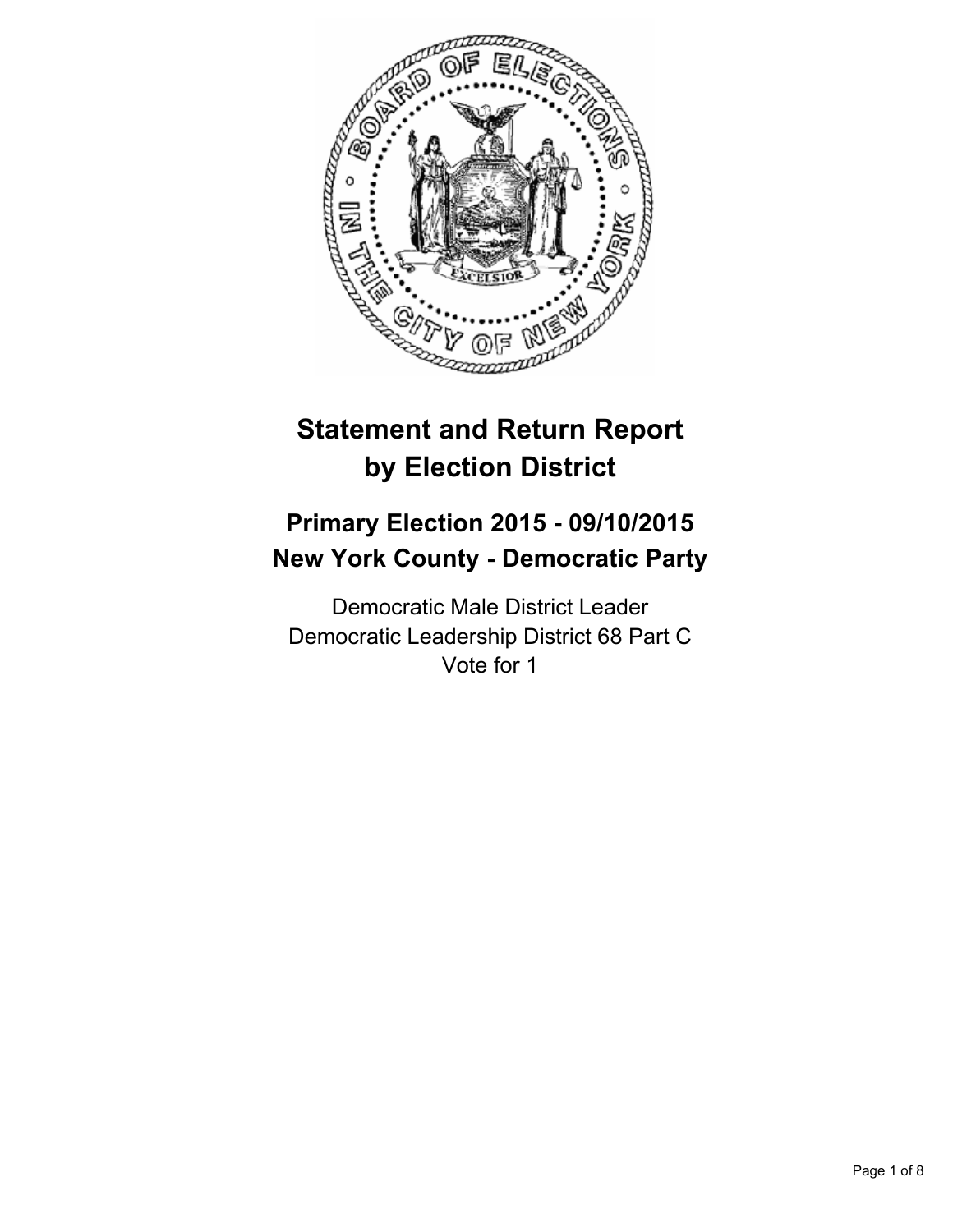# Statement and Return Report by Election District

## Primary Election 2015 - 09/10/2015
## New York County - Democratic Party

Democratic Male District Leader
Democratic Leadership District 68 Part C
Vote for 1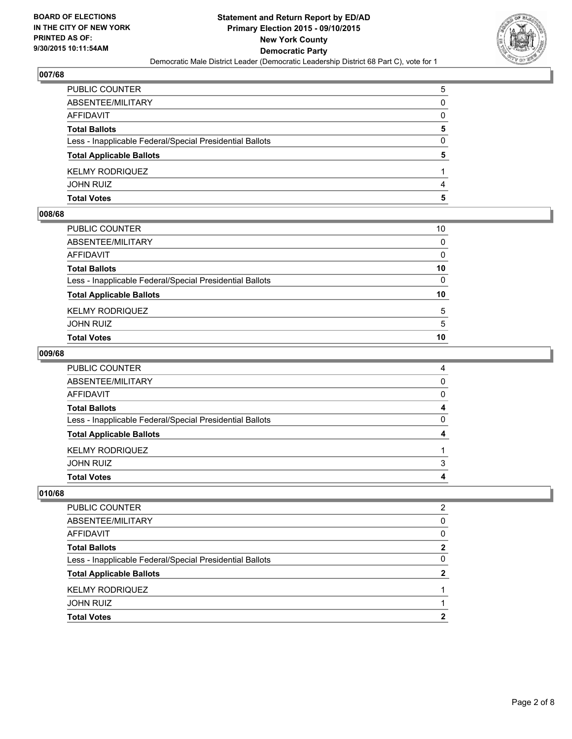## 007/68

| | |
|---|---|
| PUBLIC COUNTER | 5 |
| ABSENTEE/MILITARY | 0 |
| AFFIDAVIT | 0 |
| **Total Ballots** | **5** |
| Less - Inapplicable Federal/Special Presidential Ballots | 0 |
| **Total Applicable Ballots** | **5** |
| KELMY RODRIQUEZ | 1 |
| JOHN RUIZ | 4 |
| **Total Votes** | **5** |

## 008/68

| | |
|---|---|
| PUBLIC COUNTER | 10 |
| ABSENTEE/MILITARY | 0 |
| AFFIDAVIT | 0 |
| **Total Ballots** | **10** |
| Less - Inapplicable Federal/Special Presidential Ballots | 0 |
| **Total Applicable Ballots** | **10** |
| KELMY RODRIQUEZ | 5 |
| JOHN RUIZ | 5 |
| **Total Votes** | **10** |

## 009/68

| | |
|---|---|
| PUBLIC COUNTER | 4 |
| ABSENTEE/MILITARY | 0 |
| AFFIDAVIT | 0 |
| **Total Ballots** | **4** |
| Less - Inapplicable Federal/Special Presidential Ballots | 0 |
| **Total Applicable Ballots** | **4** |
| KELMY RODRIQUEZ | 1 |
| JOHN RUIZ | 3 |
| **Total Votes** | **4** |

## 010/68

| | |
|---|---|
| PUBLIC COUNTER | 2 |
| ABSENTEE/MILITARY | 0 |
| AFFIDAVIT | 0 |
| **Total Ballots** | **2** |
| Less - Inapplicable Federal/Special Presidential Ballots | 0 |
| **Total Applicable Ballots** | **2** |
| KELMY RODRIQUEZ | 1 |
| JOHN RUIZ | 1 |
| **Total Votes** | **2** |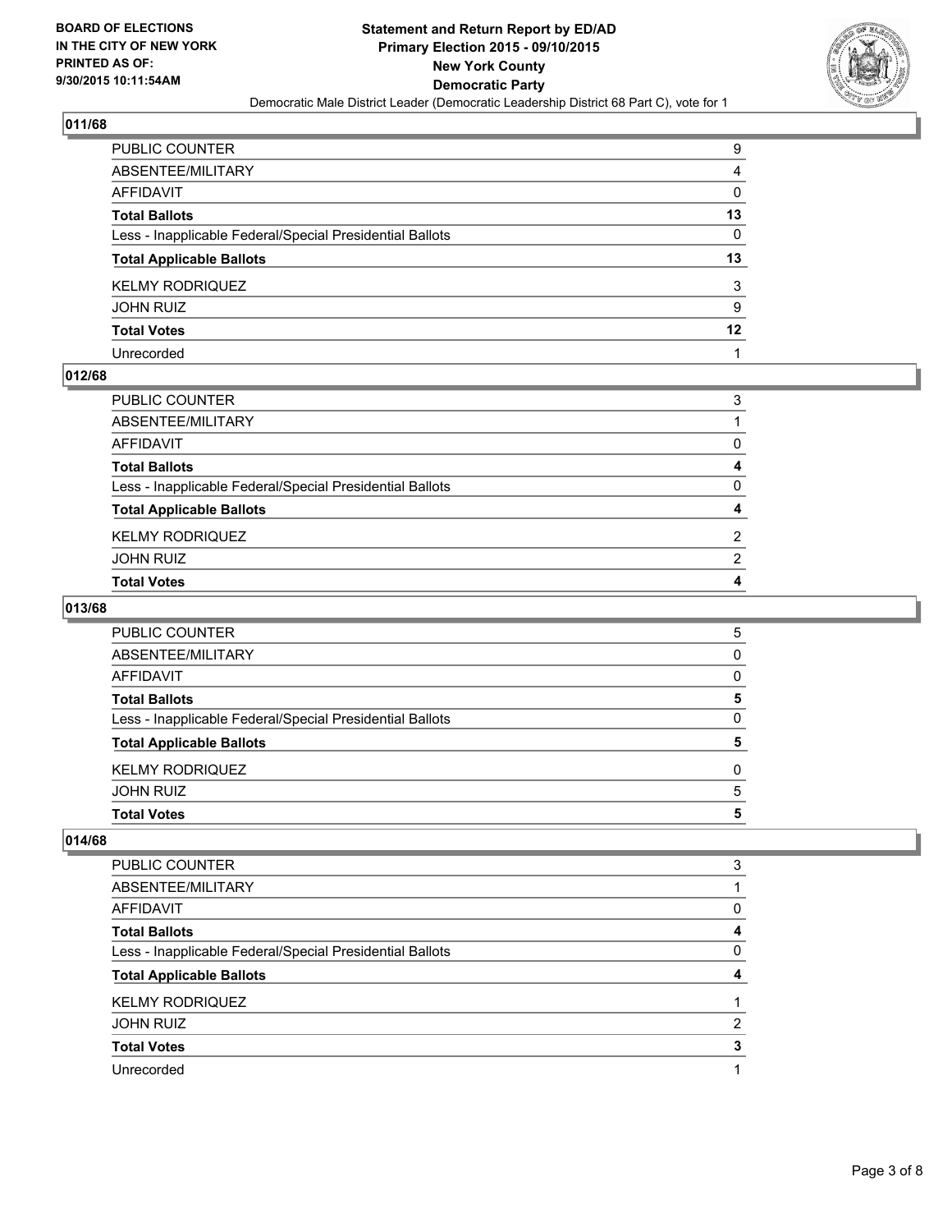## 011/68

| | |
|---|---|
| PUBLIC COUNTER | 9 |
| ABSENTEE/MILITARY | 4 |
| AFFIDAVIT | 0 |
| **Total Ballots** | **13** |
| Less - Inapplicable Federal/Special Presidential Ballots | 0 |
| **Total Applicable Ballots** | **13** |
| KELMY RODRIQUEZ | 3 |
| JOHN RUIZ | 9 |
| **Total Votes** | **12** |
| Unrecorded | 1 |

## 012/68

| | |
|---|---|
| PUBLIC COUNTER | 3 |
| ABSENTEE/MILITARY | 1 |
| AFFIDAVIT | 0 |
| **Total Ballots** | **4** |
| Less - Inapplicable Federal/Special Presidential Ballots | 0 |
| **Total Applicable Ballots** | **4** |
| KELMY RODRIQUEZ | 2 |
| JOHN RUIZ | 2 |
| **Total Votes** | **4** |

## 013/68

| | |
|---|---|
| PUBLIC COUNTER | 5 |
| ABSENTEE/MILITARY | 0 |
| AFFIDAVIT | 0 |
| **Total Ballots** | **5** |
| Less - Inapplicable Federal/Special Presidential Ballots | 0 |
| **Total Applicable Ballots** | **5** |
| KELMY RODRIQUEZ | 0 |
| JOHN RUIZ | 5 |
| **Total Votes** | **5** |

## 014/68

| | |
|---|---|
| PUBLIC COUNTER | 3 |
| ABSENTEE/MILITARY | 1 |
| AFFIDAVIT | 0 |
| **Total Ballots** | **4** |
| Less - Inapplicable Federal/Special Presidential Ballots | 0 |
| **Total Applicable Ballots** | **4** |
| KELMY RODRIQUEZ | 1 |
| JOHN RUIZ | 2 |
| **Total Votes** | **3** |
| Unrecorded | 1 |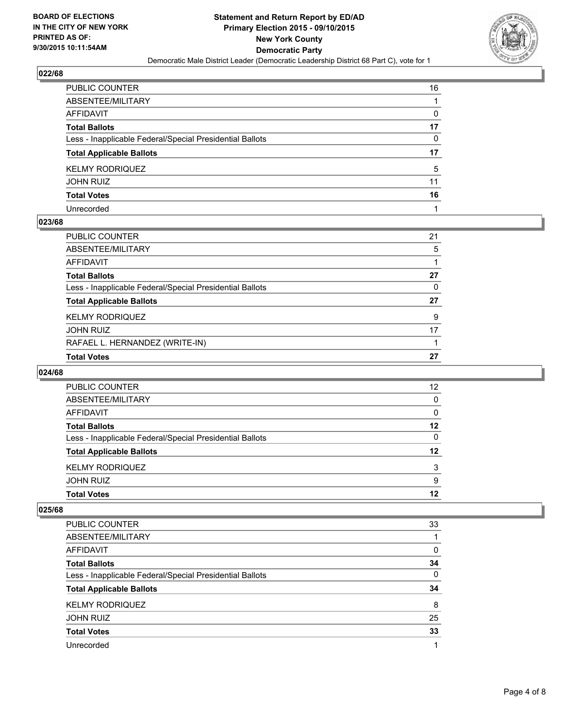## 022/68

| | |
|---|---|
| PUBLIC COUNTER | 16 |
| ABSENTEE/MILITARY | 1 |
| AFFIDAVIT | 0 |
| **Total Ballots** | **17** |
| Less - Inapplicable Federal/Special Presidential Ballots | 0 |
| **Total Applicable Ballots** | **17** |
| KELMY RODRIQUEZ | 5 |
| JOHN RUIZ | 11 |
| **Total Votes** | **16** |
| Unrecorded | 1 |

## 023/68

| | |
|---|---|
| PUBLIC COUNTER | 21 |
| ABSENTEE/MILITARY | 5 |
| AFFIDAVIT | 1 |
| **Total Ballots** | **27** |
| Less - Inapplicable Federal/Special Presidential Ballots | 0 |
| **Total Applicable Ballots** | **27** |
| KELMY RODRIQUEZ | 9 |
| JOHN RUIZ | 17 |
| RAFAEL L. HERNANDEZ (WRITE-IN) | 1 |
| **Total Votes** | **27** |

## 024/68

| | |
|---|---|
| PUBLIC COUNTER | 12 |
| ABSENTEE/MILITARY | 0 |
| AFFIDAVIT | 0 |
| **Total Ballots** | **12** |
| Less - Inapplicable Federal/Special Presidential Ballots | 0 |
| **Total Applicable Ballots** | **12** |
| KELMY RODRIQUEZ | 3 |
| JOHN RUIZ | 9 |
| **Total Votes** | **12** |

## 025/68

| | |
|---|---|
| PUBLIC COUNTER | 33 |
| ABSENTEE/MILITARY | 1 |
| AFFIDAVIT | 0 |
| **Total Ballots** | **34** |
| Less - Inapplicable Federal/Special Presidential Ballots | 0 |
| **Total Applicable Ballots** | **34** |
| KELMY RODRIQUEZ | 8 |
| JOHN RUIZ | 25 |
| **Total Votes** | **33** |
| Unrecorded | 1 |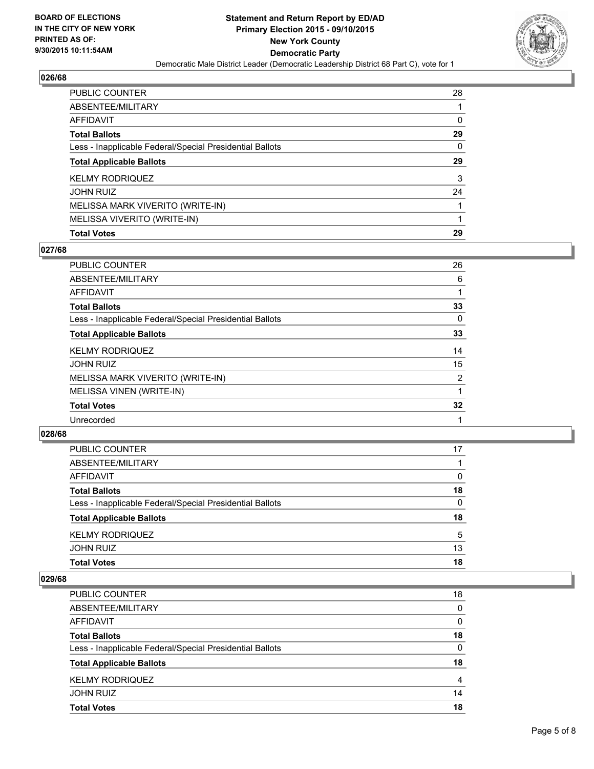**Statement and Return Report by ED/AD**
**Primary Election 2015 - 09/10/2015**
**New York County**
**Democratic Party**
Democratic Male District Leader (Democratic Leadership District 68 Part C), vote for 1

BOARD OF ELECTIONS IN THE CITY OF NEW YORK PRINTED AS OF: 9/30/2015 10:11:54AM

**026/68**

| | |
|---|---|
| PUBLIC COUNTER | 28 |
| ABSENTEE/MILITARY | 1 |
| AFFIDAVIT | 0 |
| **Total Ballots** | **29** |
| Less - Inapplicable Federal/Special Presidential Ballots | 0 |
| **Total Applicable Ballots** | **29** |
| KELMY RODRIQUEZ | 3 |
| JOHN RUIZ | 24 |
| MELISSA MARK VIVERITO (WRITE-IN) | 1 |
| MELISSA VIVERITO (WRITE-IN) | 1 |
| **Total Votes** | **29** |

**027/68**

| | |
|---|---|
| PUBLIC COUNTER | 26 |
| ABSENTEE/MILITARY | 6 |
| AFFIDAVIT | 1 |
| **Total Ballots** | **33** |
| Less - Inapplicable Federal/Special Presidential Ballots | 0 |
| **Total Applicable Ballots** | **33** |
| KELMY RODRIQUEZ | 14 |
| JOHN RUIZ | 15 |
| MELISSA MARK VIVERITO (WRITE-IN) | 2 |
| MELISSA VINEN (WRITE-IN) | 1 |
| **Total Votes** | **32** |
| Unrecorded | 1 |

**028/68**

| | |
|---|---|
| PUBLIC COUNTER | 17 |
| ABSENTEE/MILITARY | 1 |
| AFFIDAVIT | 0 |
| **Total Ballots** | **18** |
| Less - Inapplicable Federal/Special Presidential Ballots | 0 |
| **Total Applicable Ballots** | **18** |
| KELMY RODRIQUEZ | 5 |
| JOHN RUIZ | 13 |
| **Total Votes** | **18** |

**029/68**

| | |
|---|---|
| PUBLIC COUNTER | 18 |
| ABSENTEE/MILITARY | 0 |
| AFFIDAVIT | 0 |
| **Total Ballots** | **18** |
| Less - Inapplicable Federal/Special Presidential Ballots | 0 |
| **Total Applicable Ballots** | **18** |
| KELMY RODRIQUEZ | 4 |
| JOHN RUIZ | 14 |
| **Total Votes** | **18** |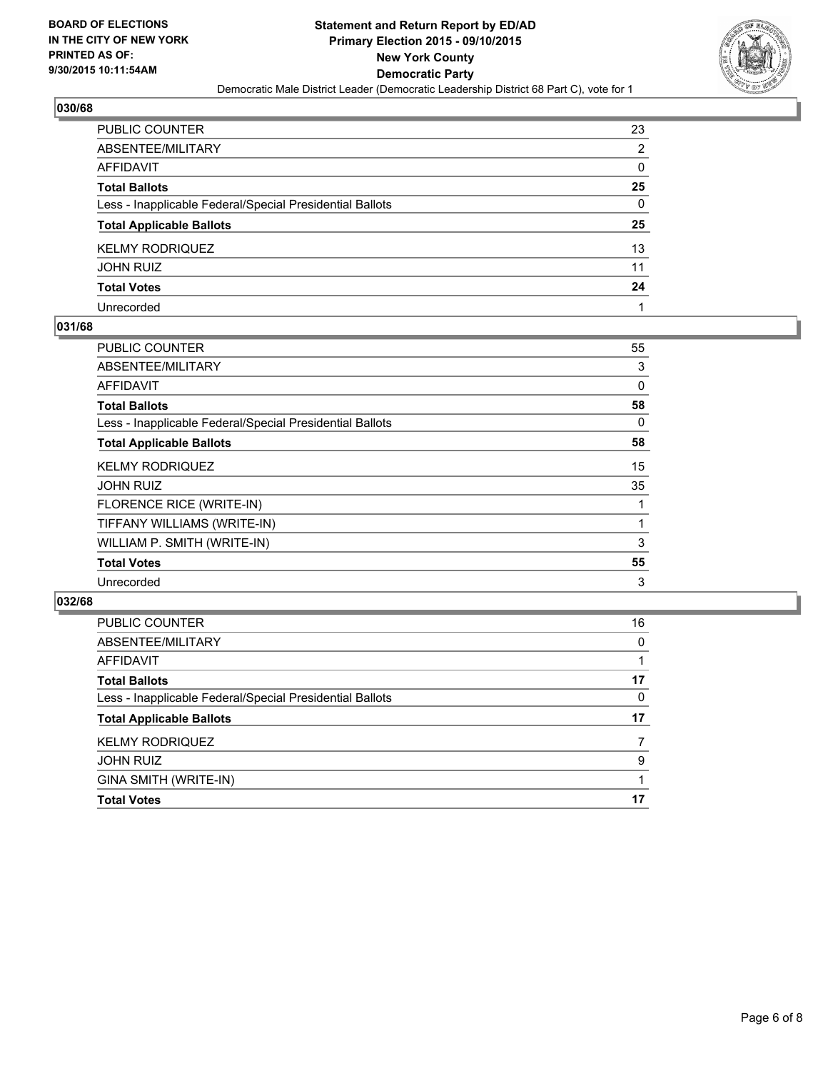BOARD OF ELECTIONS
IN THE CITY OF NEW YORK
PRINTED AS OF:
9/30/2015 10:11:54AM

**Statement and Return Report by ED/AD**
**Primary Election 2015 - 09/10/2015**
**New York County**
**Democratic Party**
Democratic Male District Leader (Democratic Leadership District 68 Part C), vote for 1

### 030/68

| | |
|---|---|
| PUBLIC COUNTER | 23 |
| ABSENTEE/MILITARY | 2 |
| AFFIDAVIT | 0 |
| **Total Ballots** | **25** |
| Less - Inapplicable Federal/Special Presidential Ballots | 0 |
| **Total Applicable Ballots** | **25** |
| KELMY RODRIQUEZ | 13 |
| JOHN RUIZ | 11 |
| **Total Votes** | **24** |
| Unrecorded | 1 |

### 031/68

| | |
|---|---|
| PUBLIC COUNTER | 55 |
| ABSENTEE/MILITARY | 3 |
| AFFIDAVIT | 0 |
| **Total Ballots** | **58** |
| Less - Inapplicable Federal/Special Presidential Ballots | 0 |
| **Total Applicable Ballots** | **58** |
| KELMY RODRIQUEZ | 15 |
| JOHN RUIZ | 35 |
| FLORENCE RICE (WRITE-IN) | 1 |
| TIFFANY WILLIAMS (WRITE-IN) | 1 |
| WILLIAM P. SMITH (WRITE-IN) | 3 |
| **Total Votes** | **55** |
| Unrecorded | 3 |

### 032/68

| | |
|---|---|
| PUBLIC COUNTER | 16 |
| ABSENTEE/MILITARY | 0 |
| AFFIDAVIT | 1 |
| **Total Ballots** | **17** |
| Less - Inapplicable Federal/Special Presidential Ballots | 0 |
| **Total Applicable Ballots** | **17** |
| KELMY RODRIQUEZ | 7 |
| JOHN RUIZ | 9 |
| GINA SMITH (WRITE-IN) | 1 |
| **Total Votes** | **17** |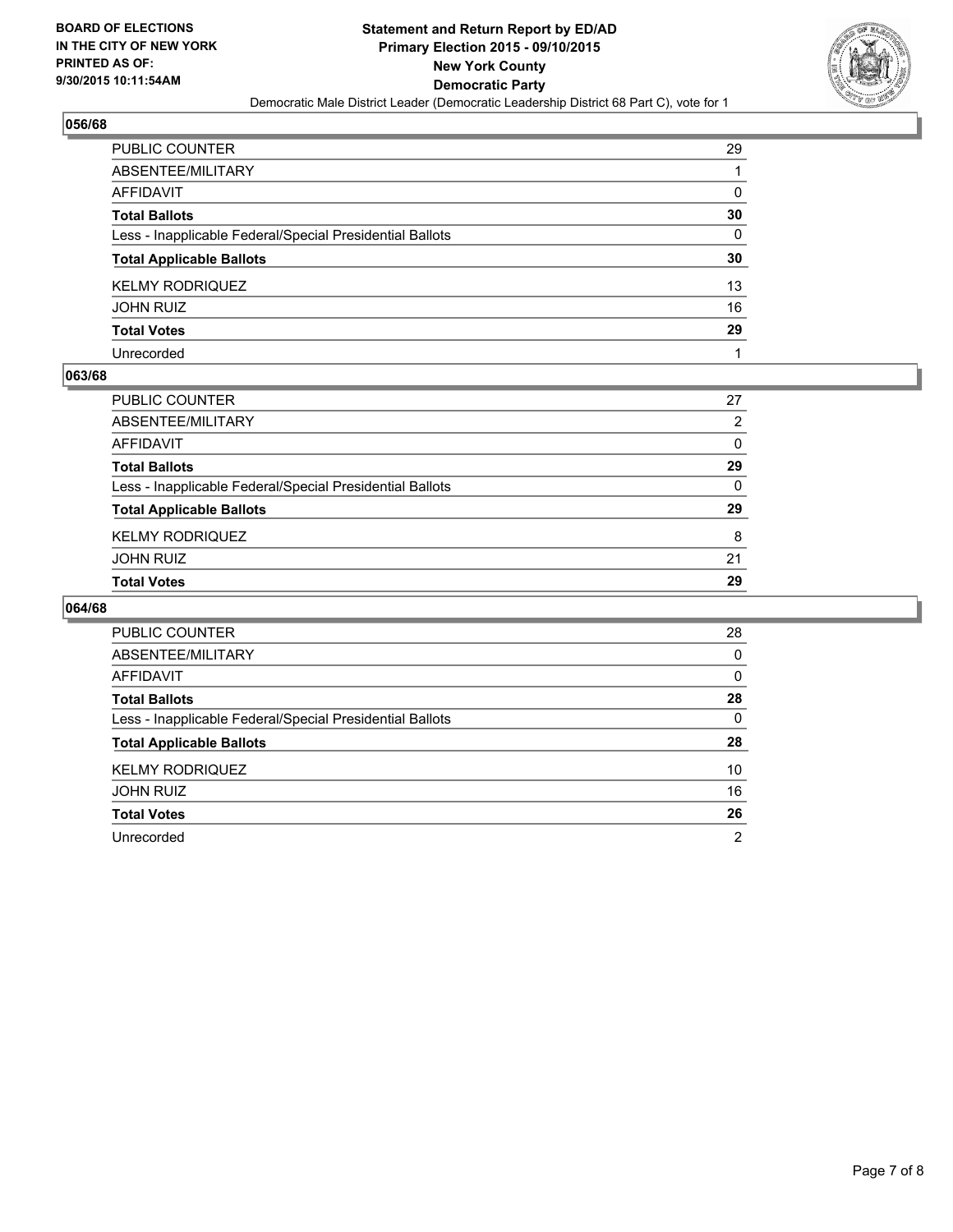**BOARD OF ELECTIONS IN THE CITY OF NEW YORK PRINTED AS OF: 9/30/2015 10:11:54AM**

**Statement and Return Report by ED/AD**
**Primary Election 2015 - 09/10/2015**
**New York County**
**Democratic Party**
Democratic Male District Leader (Democratic Leadership District 68 Part C), vote for 1

### 056/68

| | |
|---|---|
| PUBLIC COUNTER | 29 |
| ABSENTEE/MILITARY | 1 |
| AFFIDAVIT | 0 |
| **Total Ballots** | **30** |
| Less - Inapplicable Federal/Special Presidential Ballots | 0 |
| **Total Applicable Ballots** | **30** |
| KELMY RODRIQUEZ | 13 |
| JOHN RUIZ | 16 |
| **Total Votes** | **29** |
| Unrecorded | 1 |

### 063/68

| | |
|---|---|
| PUBLIC COUNTER | 27 |
| ABSENTEE/MILITARY | 2 |
| AFFIDAVIT | 0 |
| **Total Ballots** | **29** |
| Less - Inapplicable Federal/Special Presidential Ballots | 0 |
| **Total Applicable Ballots** | **29** |
| KELMY RODRIQUEZ | 8 |
| JOHN RUIZ | 21 |
| **Total Votes** | **29** |

### 064/68

| | |
|---|---|
| PUBLIC COUNTER | 28 |
| ABSENTEE/MILITARY | 0 |
| AFFIDAVIT | 0 |
| **Total Ballots** | **28** |
| Less - Inapplicable Federal/Special Presidential Ballots | 0 |
| **Total Applicable Ballots** | **28** |
| KELMY RODRIQUEZ | 10 |
| JOHN RUIZ | 16 |
| **Total Votes** | **26** |
| Unrecorded | 2 |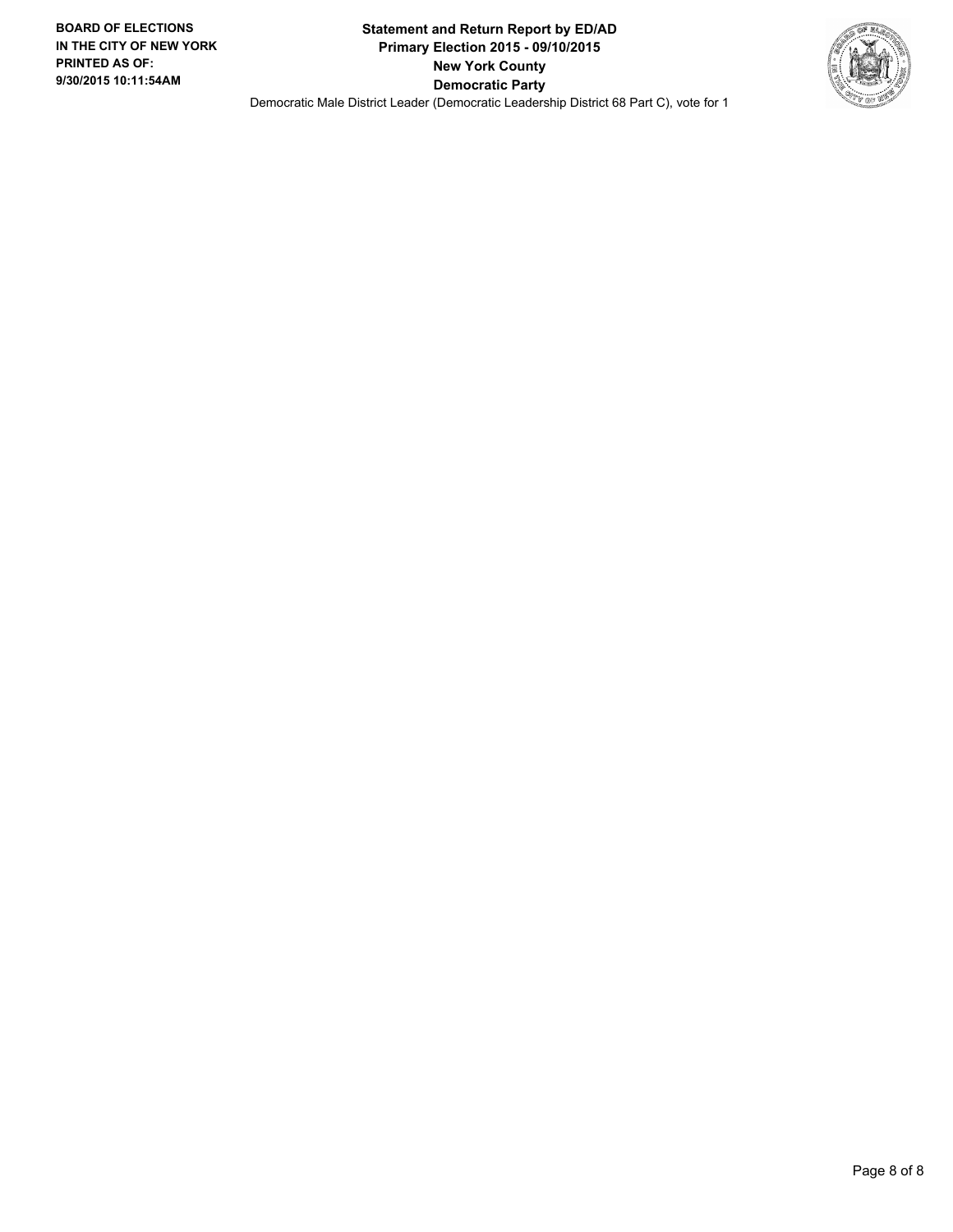Democratic Male District Leader (Democratic Leadership District 68 Part C), vote for 1